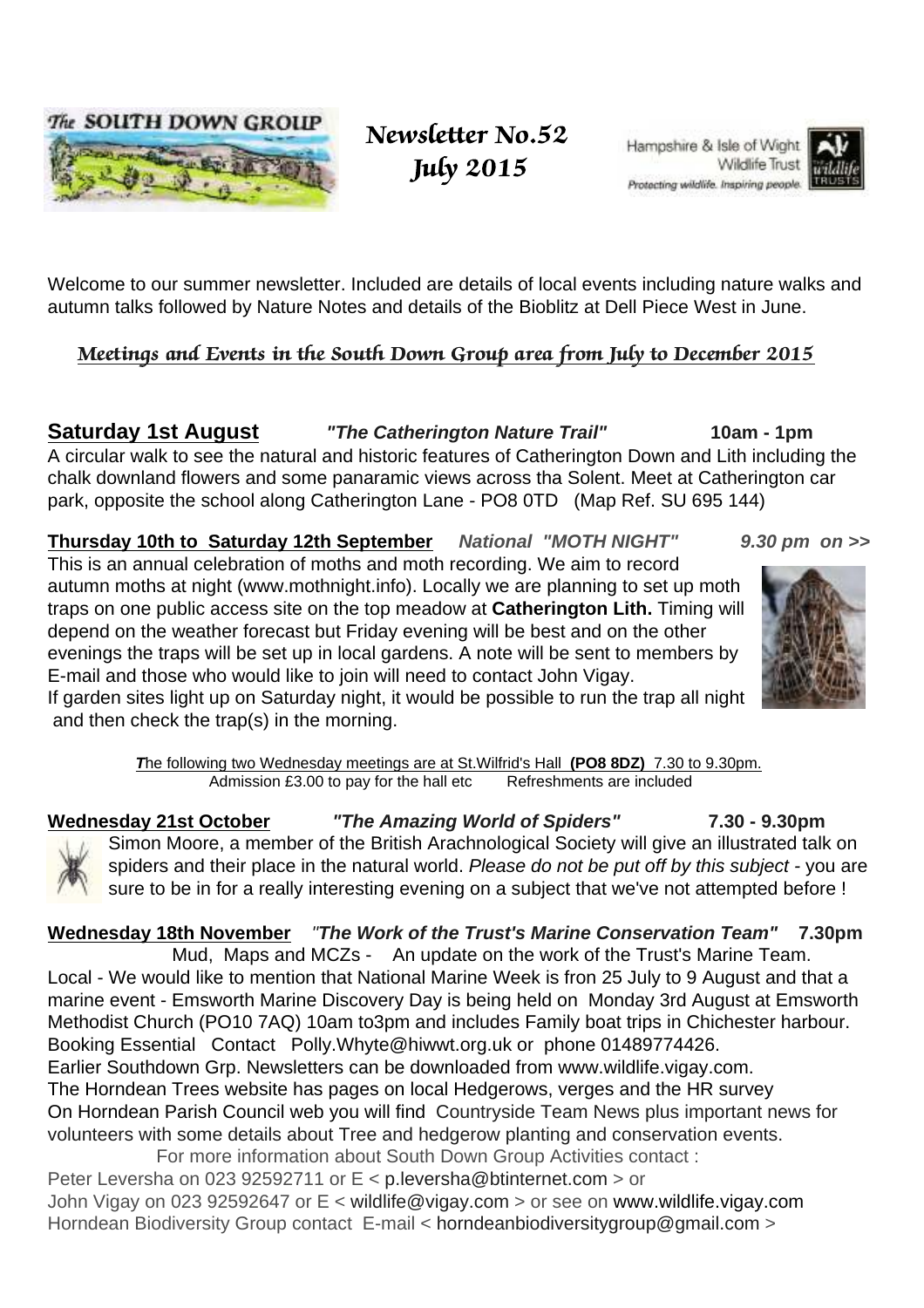# Newsletter No.52
# July 2015

The SOUTH DOWN GROUP

Hampshire & Isle of Wight Wildlife Trust
Protecting wildlife. Inspiring people.

Welcome to our summer newsletter. Included are details of local events including nature walks and autumn talks followed by Nature Notes and details of the Bioblitz at Dell Piece West in June.

## *Meetings and Events in the South Down Group area from July to December 2015*

**Saturday 1st August** ***"The Catherington Nature Trail"*** **10am - 1pm**

A circular walk to see the natural and historic features of Catherington Down and Lith including the chalk downland flowers and some panaramic views across tha Solent. Meet at Catherington car park, opposite the school along Catherington Lane - PO8 0TD (Map Ref. SU 695 144)

**Thursday 10th to Saturday 12th September** ***National "MOTH NIGHT"*** ***9.30 pm on >>***

This is an annual celebration of moths and moth recording. We aim to record autumn moths at night (www.mothnight.info). Locally we are planning to set up moth traps on one public access site on the top meadow at **Catherington Lith.** Timing will depend on the weather forecast but Friday evening will be best and on the other evenings the traps will be set up in local gardens. A note will be sent to members by E-mail and those who would like to join will need to contact John Vigay.
If garden sites light up on Saturday night, it would be possible to run the trap all night and then check the trap(s) in the morning.

*The following two Wednesday meetings are at St.Wilfrid's Hall* **(PO8 8DZ)** 7.30 to 9.30pm.
Admission £3.00 to pay for the hall etc Refreshments are included

**Wednesday 21st October** ***"The Amazing World of Spiders"*** **7.30 - 9.30pm**

Simon Moore, a member of the British Arachnological Society will give an illustrated talk on spiders and their place in the natural world. *Please do not be put off by this subject* - you are sure to be in for a really interesting evening on a subject that we've not attempted before !

**Wednesday 18th November** ***"The Work of the Trust's Marine Conservation Team"*** **7.30pm**

Mud, Maps and MCZs - An update on the work of the Trust's Marine Team.

Local - We would like to mention that National Marine Week is fron 25 July to 9 August and that a marine event - Emsworth Marine Discovery Day is being held on Monday 3rd August at Emsworth Methodist Church (PO10 7AQ) 10am to3pm and includes Family boat trips in Chichester harbour. Booking Essential Contact Polly.Whyte@hiwwt.org.uk or phone 01489774426.

Earlier Southdown Grp. Newsletters can be downloaded from www.wildlife.vigay.com.

The Horndean Trees website has pages on local Hedgerows, verges and the HR survey

On Horndean Parish Council web you will find Countryside Team News plus important news for volunteers with some details about Tree and hedgerow planting and conservation events.

For more information about South Down Group Activities contact :

Peter Leversha on 023 92592711 or E < p.leversha@btinternet.com > or
John Vigay on 023 92592647 or E < wildlife@vigay.com > or see on www.wildlife.vigay.com
Horndean Biodiversity Group contact E-mail < horndeanbiodiversitygroup@gmail.com >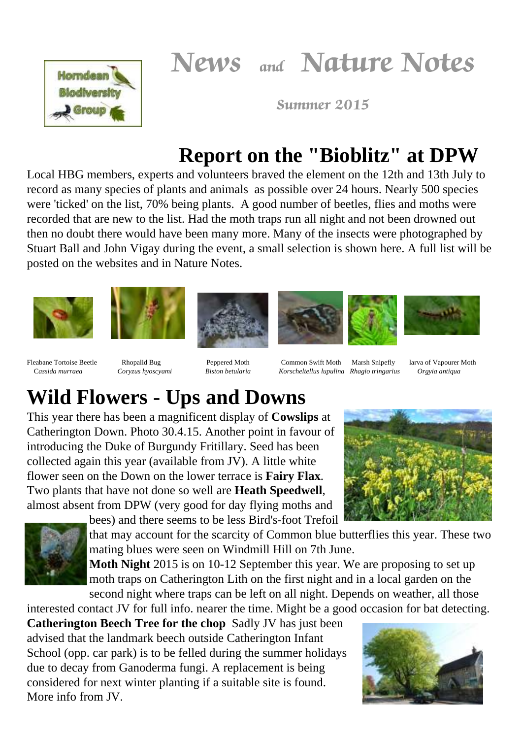# News and Nature Notes

Horndean Biodiversity Group

*Summer 2015*

## Report on the "Bioblitz" at DPW

Local HBG members, experts and volunteers braved the element on the 12th and 13th July to record as many species of plants and animals as possible over 24 hours. Nearly 500 species were 'ticked' on the list, 70% being plants. A good number of beetles, flies and moths were recorded that are new to the list. Had the moth traps run all night and not been drowned out then no doubt there would have been many more. Many of the insects were photographed by Stuart Ball and John Vigay during the event, a small selection is shown here. A full list will be posted on the websites and in Nature Notes.

Fleabane Tortoise Beetle *Cassida murraea*

Rhopalid Bug *Coryzus hyoscyami*

Peppered Moth *Biston betularia*

Common Swift Moth *Korscheltellus lupulina*

Marsh Snipefly *Rhagio tringarius*

larva of Vapourer Moth *Orgyia antiqua*

## Wild Flowers - Ups and Downs

This year there has been a magnificent display of **Cowslips** at Catherington Down. Photo 30.4.15. Another point in favour of introducing the Duke of Burgundy Fritillary. Seed has been collected again this year (available from JV). A little white flower seen on the Down on the lower terrace is **Fairy Flax**. Two plants that have not done so well are **Heath Speedwell**, almost absent from DPW (very good for day flying moths and bees) and there seems to be less Bird's-foot Trefoil that may account for the scarcity of Common blue butterflies this year. These two mating blues were seen on Windmill Hill on 7th June.

**Moth Night** 2015 is on 10-12 September this year. We are proposing to set up moth traps on Catherington Lith on the first night and in a local garden on the second night where traps can be left on all night. Depends on weather, all those interested contact JV for full info. nearer the time. Might be a good occasion for bat detecting.

**Catherington Beech Tree for the chop** Sadly JV has just been advised that the landmark beech outside Catherington Infant School (opp. car park) is to be felled during the summer holidays due to decay from Ganoderma fungi. A replacement is being considered for next winter planting if a suitable site is found. More info from JV.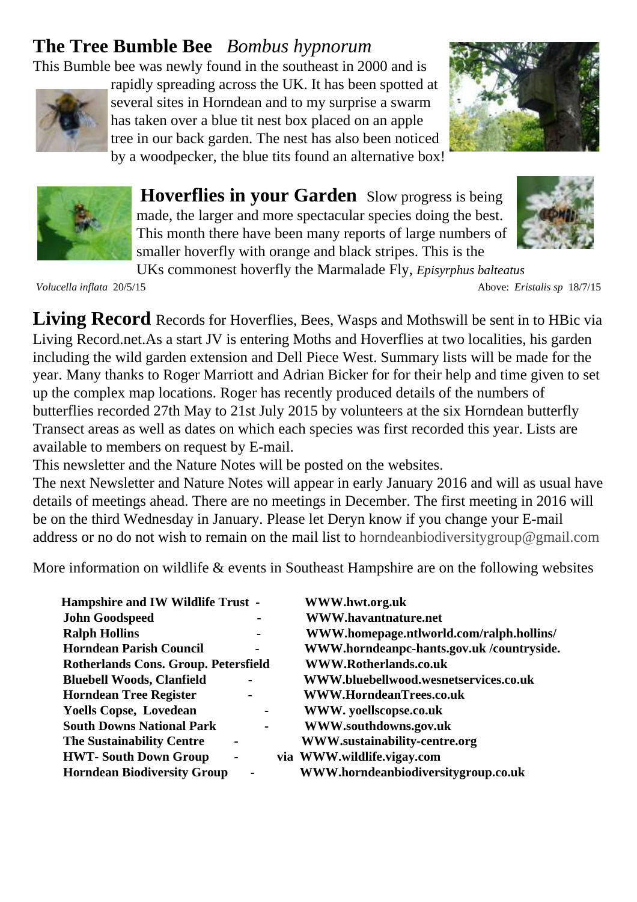## The Tree Bumble Bee *Bombus hypnorum*

This Bumble bee was newly found in the southeast in 2000 and is rapidly spreading across the UK. It has been spotted at several sites in Horndean and to my surprise a swarm has taken over a blue tit nest box placed on an apple tree in our back garden. The nest has also been noticed by a woodpecker, the blue tits found an alternative box!

## Hoverflies in your Garden

Slow progress is being made, the larger and more spectacular species doing the best. This month there have been many reports of large numbers of smaller hoverfly with orange and black stripes. This is the UKs commonest hoverfly the Marmalade Fly, *Episyrphus balteatus*

*Volucella inflata* 20/5/15

Above: *Eristalis sp* 18/7/15

**Living Record** Records for Hoverflies, Bees, Wasps and Mothswill be sent in to HBic via Living Record.net.As a start JV is entering Moths and Hoverflies at two localities, his garden including the wild garden extension and Dell Piece West. Summary lists will be made for the year. Many thanks to Roger Marriott and Adrian Bicker for for their help and time given to set up the complex map locations. Roger has recently produced details of the numbers of butterflies recorded 27th May to 21st July 2015 by volunteers at the six Horndean butterfly Transect areas as well as dates on which each species was first recorded this year. Lists are available to members on request by E-mail.

This newsletter and the Nature Notes will be posted on the websites.

The next Newsletter and Nature Notes will appear in early January 2016 and will as usual have details of meetings ahead. There are no meetings in December. The first meeting in 2016 will be on the third Wednesday in January. Please let Deryn know if you change your E-mail address or no do not wish to remain on the mail list to horndeanbiodiversitygroup@gmail.com

More information on wildlife & events in Southeast Hampshire are on the following websites

| | | |
|---|---|---|
| **Hampshire and IW Wildlife Trust** | - | **WWW.hwt.org.uk** |
| **John Goodspeed** | - | **WWW.havantnature.net** |
| **Ralph Hollins** | - | **WWW.homepage.ntlworld.com/ralph.hollins/** |
| **Horndean Parish Council** | - | **WWW.horndeanpc-hants.gov.uk /countryside.** |
| **Rotherlands Cons. Group. Petersfield** | | **WWW.Rotherlands.co.uk** |
| **Bluebell Woods, Clanfield** | - | **WWW.bluebellwood.wesnetservices.co.uk** |
| **Horndean Tree Register** | - | **WWW.HorndeanTrees.co.uk** |
| **Yoells Copse, Lovedean** | - | **WWW. yoellscopse.co.uk** |
| **South Downs National Park** | - | **WWW.southdowns.gov.uk** |
| **The Sustainability Centre** | - | **WWW.sustainability-centre.org** |
| **HWT- South Down Group** | - | **via WWW.wildlife.vigay.com** |
| **Horndean Biodiversity Group** | - | **WWW.horndeanbiodiversitygroup.co.uk** |